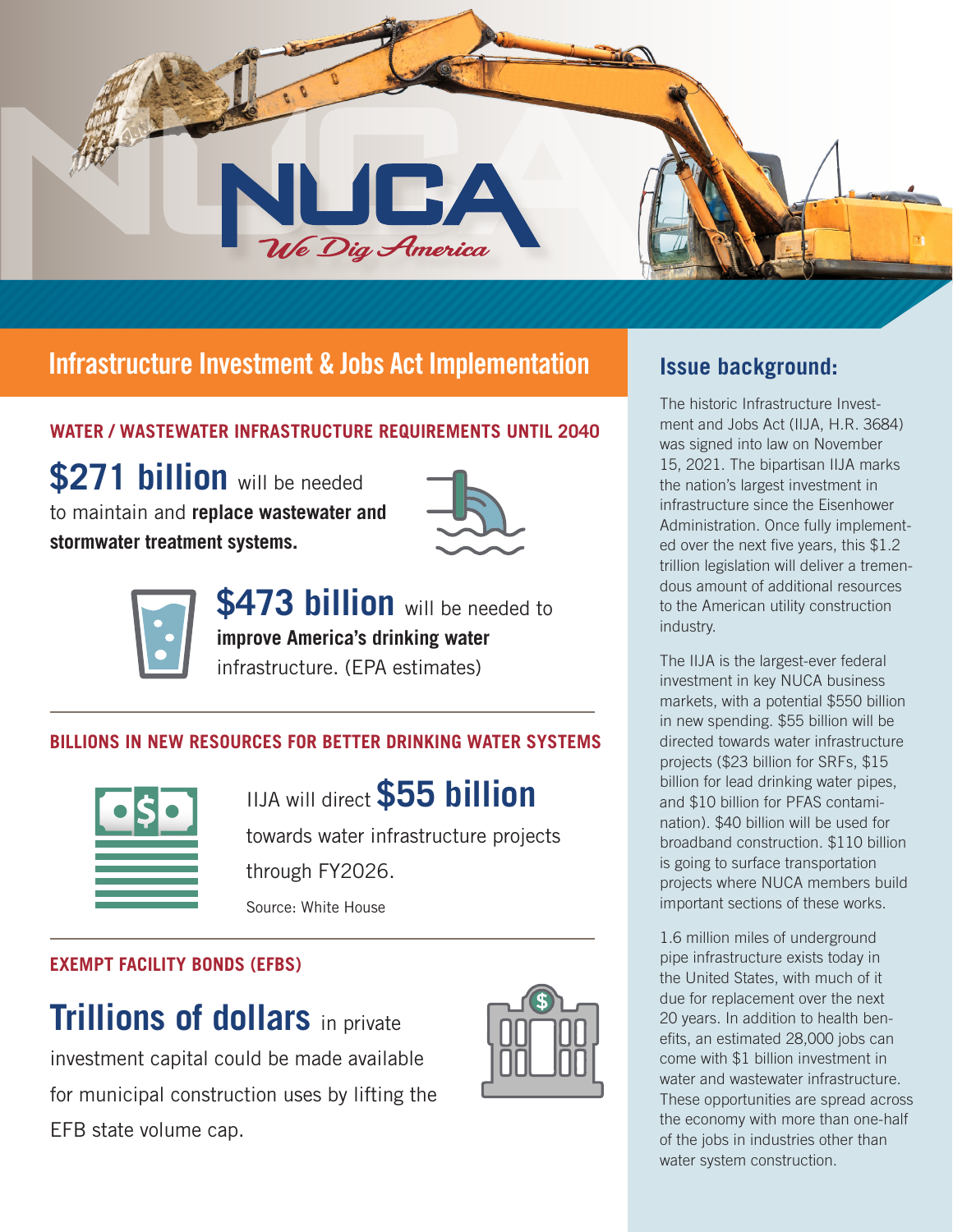# NUCA

*We Dig America*

## Infrastructure Investment & Jobs Act Implementation

### WATER / WASTEWATER INFRASTRUCTURE REQUIREMENTS UNTIL 2040

**$271 billion** will be needed to maintain and **replace wastewater and stormwater treatment systems.**

**$473 billion** will be needed to **improve America's drinking water** infrastructure. (EPA estimates)

### BILLIONS IN NEW RESOURCES FOR BETTER DRINKING WATER SYSTEMS

IIJA will direct **$55 billion** towards water infrastructure projects through FY2026.

Source: White House

### EXEMPT FACILITY BONDS (EFBS)

**Trillions of dollars** in private investment capital could be made available for municipal construction uses by lifting the EFB state volume cap.

## Issue background:

The historic Infrastructure Investment and Jobs Act (IIJA, H.R. 3684) was signed into law on November 15, 2021. The bipartisan IIJA marks the nation's largest investment in infrastructure since the Eisenhower Administration. Once fully implemented over the next five years, this $1.2 trillion legislation will deliver a tremendous amount of additional resources to the American utility construction industry.

The IIJA is the largest-ever federal investment in key NUCA business markets, with a potential $550 billion in new spending. $55 billion will be directed towards water infrastructure projects ($23 billion for SRFs, $15 billion for lead drinking water pipes, and $10 billion for PFAS contamination). $40 billion will be used for broadband construction. $110 billion is going to surface transportation projects where NUCA members build important sections of these works.

1.6 million miles of underground pipe infrastructure exists today in the United States, with much of it due for replacement over the next 20 years. In addition to health benefits, an estimated 28,000 jobs can come with $1 billion investment in water and wastewater infrastructure. These opportunities are spread across the economy with more than one-half of the jobs in industries other than water system construction.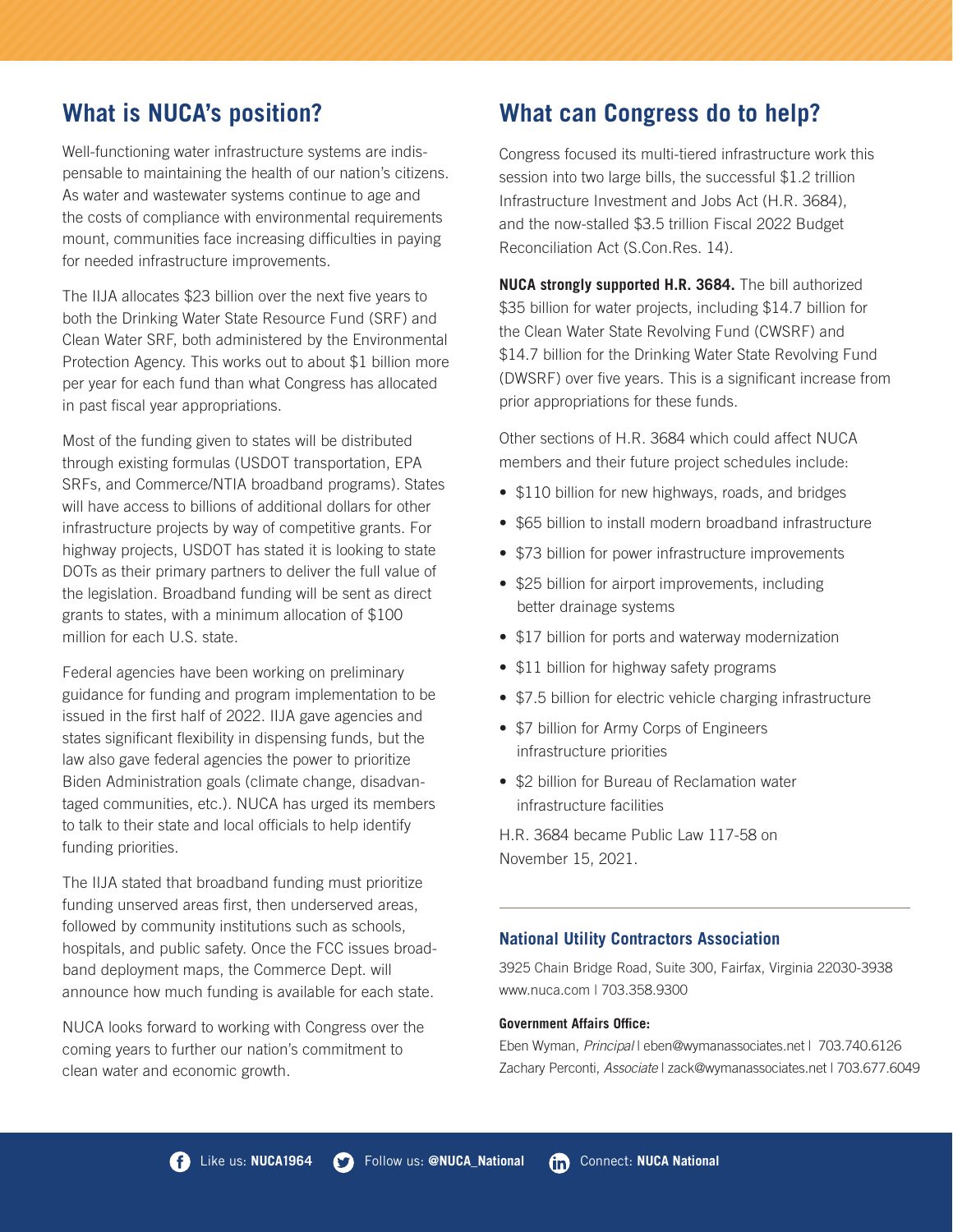## What is NUCA's position?

Well-functioning water infrastructure systems are indispensable to maintaining the health of our nation's citizens. As water and wastewater systems continue to age and the costs of compliance with environmental requirements mount, communities face increasing difficulties in paying for needed infrastructure improvements.

The IIJA allocates $23 billion over the next five years to both the Drinking Water State Resource Fund (SRF) and Clean Water SRF, both administered by the Environmental Protection Agency. This works out to about $1 billion more per year for each fund than what Congress has allocated in past fiscal year appropriations.

Most of the funding given to states will be distributed through existing formulas (USDOT transportation, EPA SRFs, and Commerce/NTIA broadband programs). States will have access to billions of additional dollars for other infrastructure projects by way of competitive grants. For highway projects, USDOT has stated it is looking to state DOTs as their primary partners to deliver the full value of the legislation. Broadband funding will be sent as direct grants to states, with a minimum allocation of $100 million for each U.S. state.

Federal agencies have been working on preliminary guidance for funding and program implementation to be issued in the first half of 2022. IIJA gave agencies and states significant flexibility in dispensing funds, but the law also gave federal agencies the power to prioritize Biden Administration goals (climate change, disadvantaged communities, etc.). NUCA has urged its members to talk to their state and local officials to help identify funding priorities.

The IIJA stated that broadband funding must prioritize funding unserved areas first, then underserved areas, followed by community institutions such as schools, hospitals, and public safety. Once the FCC issues broadband deployment maps, the Commerce Dept. will announce how much funding is available for each state.

NUCA looks forward to working with Congress over the coming years to further our nation's commitment to clean water and economic growth.

## What can Congress do to help?

Congress focused its multi-tiered infrastructure work this session into two large bills, the successful $1.2 trillion Infrastructure Investment and Jobs Act (H.R. 3684), and the now-stalled $3.5 trillion Fiscal 2022 Budget Reconciliation Act (S.Con.Res. 14).

**NUCA strongly supported H.R. 3684.** The bill authorized $35 billion for water projects, including $14.7 billion for the Clean Water State Revolving Fund (CWSRF) and $14.7 billion for the Drinking Water State Revolving Fund (DWSRF) over five years. This is a significant increase from prior appropriations for these funds.

Other sections of H.R. 3684 which could affect NUCA members and their future project schedules include:

- $110 billion for new highways, roads, and bridges
- $65 billion to install modern broadband infrastructure
- $73 billion for power infrastructure improvements
- $25 billion for airport improvements, including better drainage systems
- $17 billion for ports and waterway modernization
- $11 billion for highway safety programs
- $7.5 billion for electric vehicle charging infrastructure
- $7 billion for Army Corps of Engineers infrastructure priorities
- $2 billion for Bureau of Reclamation water infrastructure facilities

H.R. 3684 became Public Law 117-58 on November 15, 2021.

---

### National Utility Contractors Association

3925 Chain Bridge Road, Suite 300, Fairfax, Virginia 22030-3938
www.nuca.com | 703.358.9300

**Government Affairs Office:**

Eben Wyman, *Principal* | eben@wymanassociates.net | 703.740.6126
Zachary Perconti, *Associate* | zack@wymanassociates.net | 703.677.6049

Like us: **NUCA1964** Follow us: **@NUCA_National** Connect: **NUCA National**